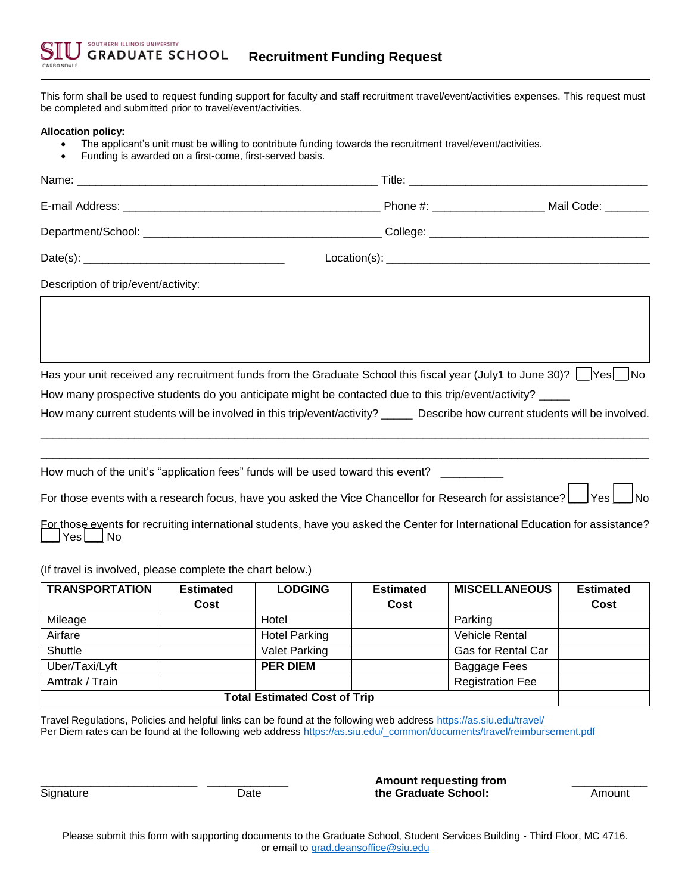SIU SOUTHERN ILLINOIS UNIVERSITY GRADUATE SCHOOL CARBONDALE

# Recruitment Funding Request

This form shall be used to request funding support for faculty and staff recruitment travel/event/activities expenses. This request must be completed and submitted prior to travel/event/activities.

**Allocation policy:**

- The applicant's unit must be willing to contribute funding towards the recruitment travel/event/activities.
- Funding is awarded on a first-come, first-served basis.

Name: ______________________________________________ Title: ____________________________________

E-mail Address: _______________________________________ Phone #: _________________ Mail Code: _______

Department/School: ____________________________________ College: __________________________________

Date(s): ______________________________ Location(s): ________________________________________

Description of trip/event/activity:

|  |
|---|
|  |

Has your unit received any recruitment funds from the Graduate School this fiscal year (July1 to June 30)? ☐ Yes ☐ No

How many prospective students do you anticipate might be contacted due to this trip/event/activity? _____

How many current students will be involved in this trip/event/activity? _____ Describe how current students will be involved.

_____________________________________________________________________________________________

_____________________________________________________________________________________________

How much of the unit's "application fees" funds will be used toward this event? __________

For those events with a research focus, have you asked the Vice Chancellor for Research for assistance? ☐ Yes ☐ No

For those events for recruiting international students, have you asked the Center for International Education for assistance? ☐ Yes ☐ No

(If travel is involved, please complete the chart below.)

| TRANSPORTATION | Estimated Cost | LODGING | Estimated Cost | MISCELLANEOUS | Estimated Cost |
|---|---|---|---|---|---|
| Mileage | | Hotel | | Parking | |
| Airfare | | Hotel Parking | | Vehicle Rental | |
| Shuttle | | Valet Parking | | Gas for Rental Car | |
| Uber/Taxi/Lyft | | **PER DIEM** | | Baggage Fees | |
| Amtrak / Train | | | | Registration Fee | |
| **Total Estimated Cost of Trip** | | | | | |

Travel Regulations, Policies and helpful links can be found at the following web address https://as.siu.edu/travel/
Per Diem rates can be found at the following web address https://as.siu.edu/_common/documents/travel/reimbursement.pdf

_________________________ _____________ **Amount requesting from the Graduate School:** ____________
Signature Date Amount

Please submit this form with supporting documents to the Graduate School, Student Services Building - Third Floor, MC 4716.
or email to grad.deansoffice@siu.edu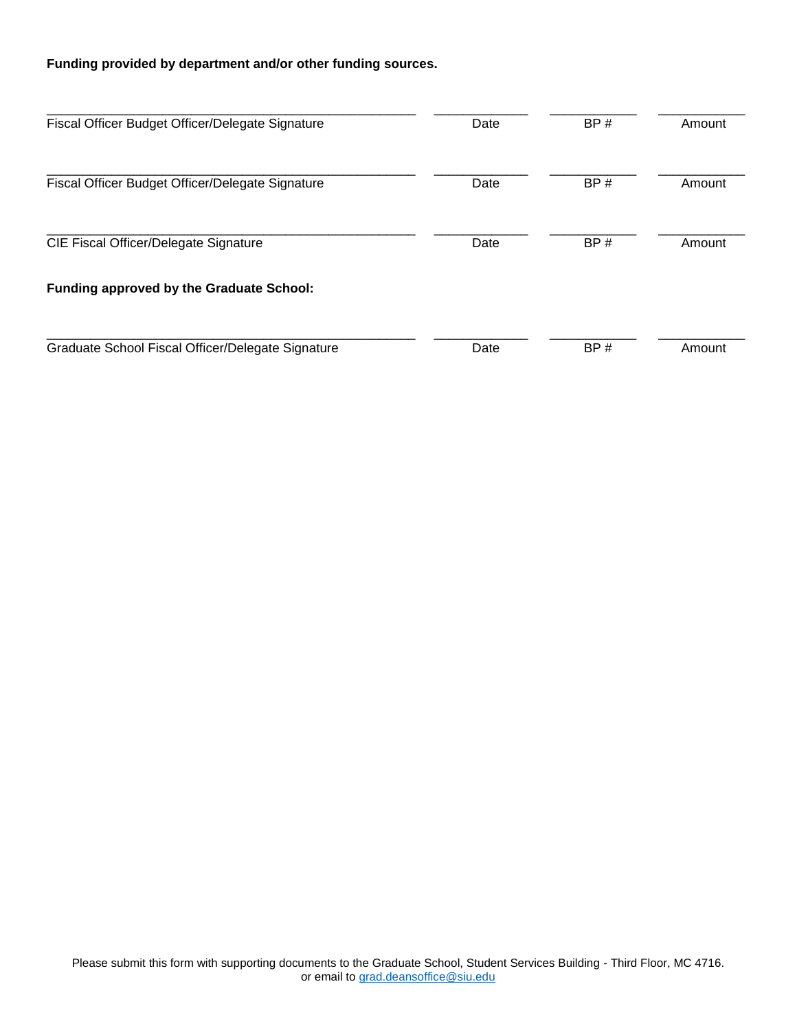**Funding provided by department and/or other funding sources.**

| | | | |
|---|---|---|---|
| Fiscal Officer Budget Officer/Delegate Signature | Date | BP # | Amount |
| Fiscal Officer Budget Officer/Delegate Signature | Date | BP # | Amount |
| CIE Fiscal Officer/Delegate Signature | Date | BP # | Amount |

**Funding approved by the Graduate School:**

| | | | |
|---|---|---|---|
| Graduate School Fiscal Officer/Delegate Signature | Date | BP # | Amount |

Please submit this form with supporting documents to the Graduate School, Student Services Building - Third Floor, MC 4716. or email to grad.deansoffice@siu.edu